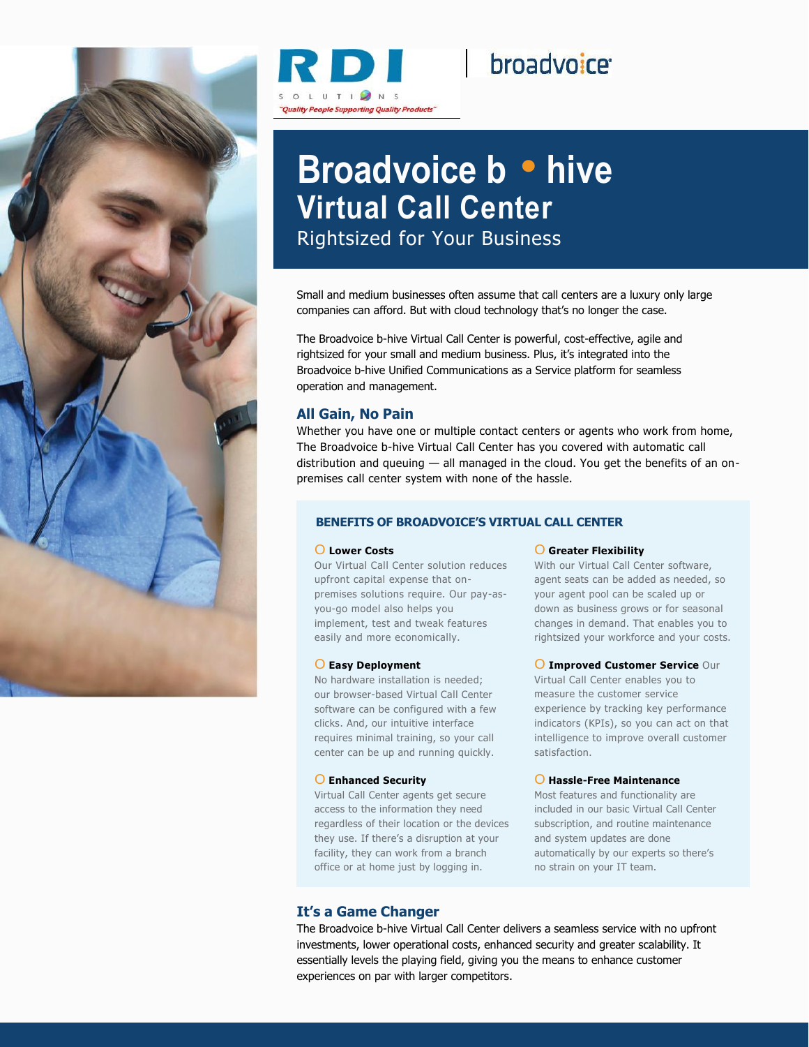RDI SOLUTIONS

*"Quality People Supporting Quality Products"*

broadvoice

# Broadvoice b • hive Virtual Call Center

## Rightsized for Your Business

Small and medium businesses often assume that call centers are a luxury only large companies can afford. But with cloud technology that's no longer the case.

The Broadvoice b-hive Virtual Call Center is powerful, cost-effective, agile and rightsized for your small and medium business. Plus, it's integrated into the Broadvoice b-hive Unified Communications as a Service platform for seamless operation and management.

### All Gain, No Pain

Whether you have one or multiple contact centers or agents who work from home, The Broadvoice b-hive Virtual Call Center has you covered with automatic call distribution and queuing — all managed in the cloud. You get the benefits of an on-premises call center system with none of the hassle.

#### BENEFITS OF BROADVOICE'S VIRTUAL CALL CENTER

**Lower Costs**
Our Virtual Call Center solution reduces upfront capital expense that on-premises solutions require. Our pay-as-you-go model also helps you implement, test and tweak features easily and more economically.

**Easy Deployment**
No hardware installation is needed; our browser-based Virtual Call Center software can be configured with a few clicks. And, our intuitive interface requires minimal training, so your call center can be up and running quickly.

**Enhanced Security**
Virtual Call Center agents get secure access to the information they need regardless of their location or the devices they use. If there's a disruption at your facility, they can work from a branch office or at home just by logging in.

**Greater Flexibility**
With our Virtual Call Center software, agent seats can be added as needed, so your agent pool can be scaled up or down as business grows or for seasonal changes in demand. That enables you to rightsized your workforce and your costs.

**Improved Customer Service** Our Virtual Call Center enables you to measure the customer service experience by tracking key performance indicators (KPIs), so you can act on that intelligence to improve overall customer satisfaction.

**Hassle-Free Maintenance**
Most features and functionality are included in our basic Virtual Call Center subscription, and routine maintenance and system updates are done automatically by our experts so there's no strain on your IT team.

### It's a Game Changer

The Broadvoice b-hive Virtual Call Center delivers a seamless service with no upfront investments, lower operational costs, enhanced security and greater scalability. It essentially levels the playing field, giving you the means to enhance customer experiences on par with larger competitors.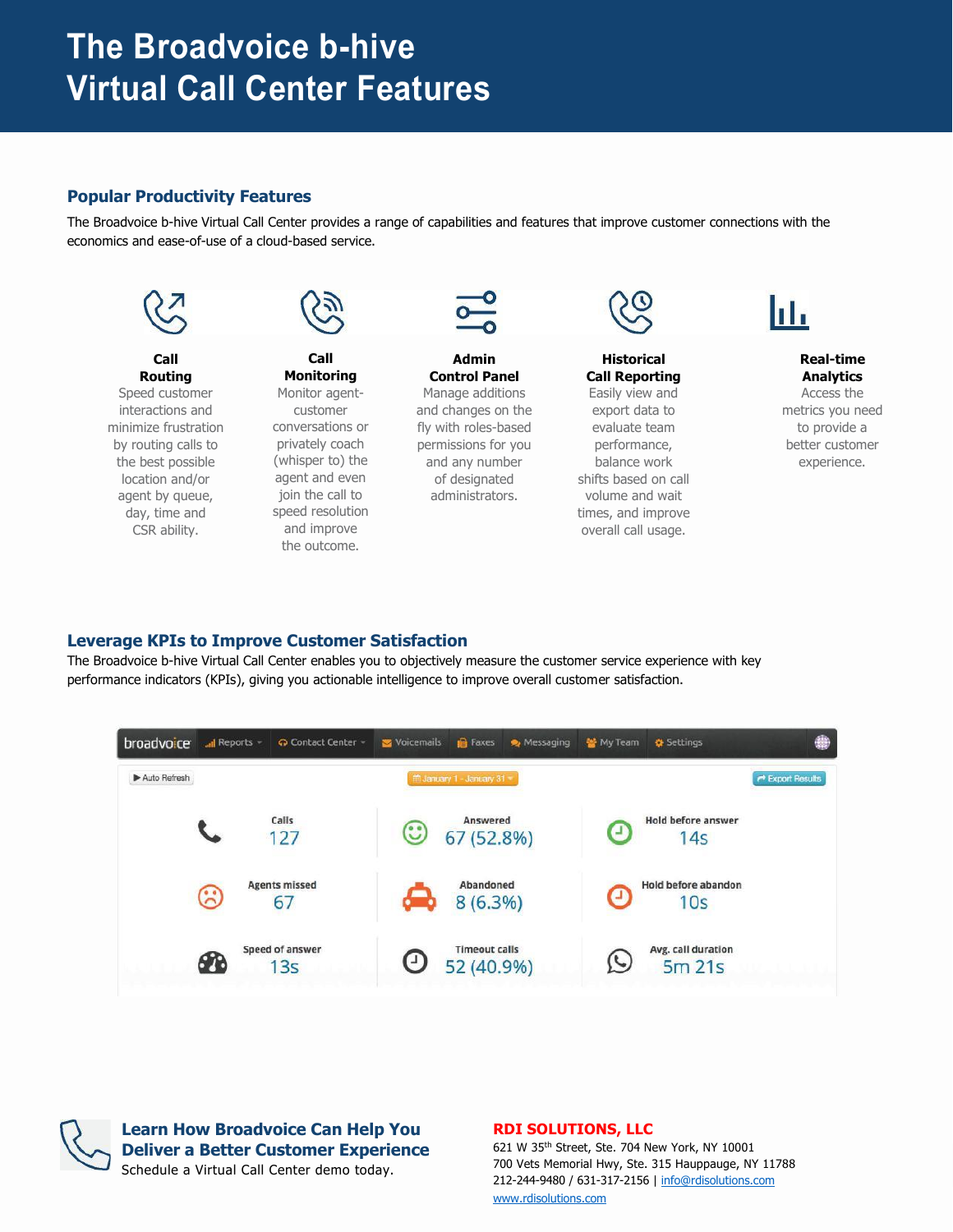# The Broadvoice b-hive Virtual Call Center Features

## Popular Productivity Features

The Broadvoice b-hive Virtual Call Center provides a range of capabilities and features that improve customer connections with the economics and ease-of-use of a cloud-based service.

**Call Routing**
Speed customer interactions and minimize frustration by routing calls to the best possible location and/or agent by queue, day, time and CSR ability.

**Call Monitoring**
Monitor agent-customer conversations or privately coach (whisper to) the agent and even join the call to speed resolution and improve the outcome.

**Admin Control Panel**
Manage additions and changes on the fly with roles-based permissions for you and any number of designated administrators.

**Historical Call Reporting**
Easily view and export data to evaluate team performance, balance work shifts based on call volume and wait times, and improve overall call usage.

**Real-time Analytics**
Access the metrics you need to provide a better customer experience.

## Leverage KPIs to Improve Customer Satisfaction

The Broadvoice b-hive Virtual Call Center enables you to objectively measure the customer service experience with key performance indicators (KPIs), giving you actionable intelligence to improve overall customer satisfaction.

broadvoice | Reports | Contact Center | Voicemails | Faxes | Messaging | My Team | Settings

Auto Refresh | January 1 - January 31 | Export Results

| | | |
|---|---|---|
| Calls 127 | Answered 67 (52.8%) | Hold before answer 14s |
| Agents missed 67 | Abandoned 8 (6.3%) | Hold before abandon 10s |
| Speed of answer 13s | Timeout calls 52 (40.9%) | Avg. call duration 5m 21s |

### Learn How Broadvoice Can Help You Deliver a Better Customer Experience

Schedule a Virtual Call Center demo today.

**RDI SOLUTIONS, LLC**
621 W 35th Street, Ste. 704 New York, NY 10001
700 Vets Memorial Hwy, Ste. 315 Hauppauge, NY 11788
212-244-9480 / 631-317-2156 | info@rdisolutions.com
www.rdisolutions.com